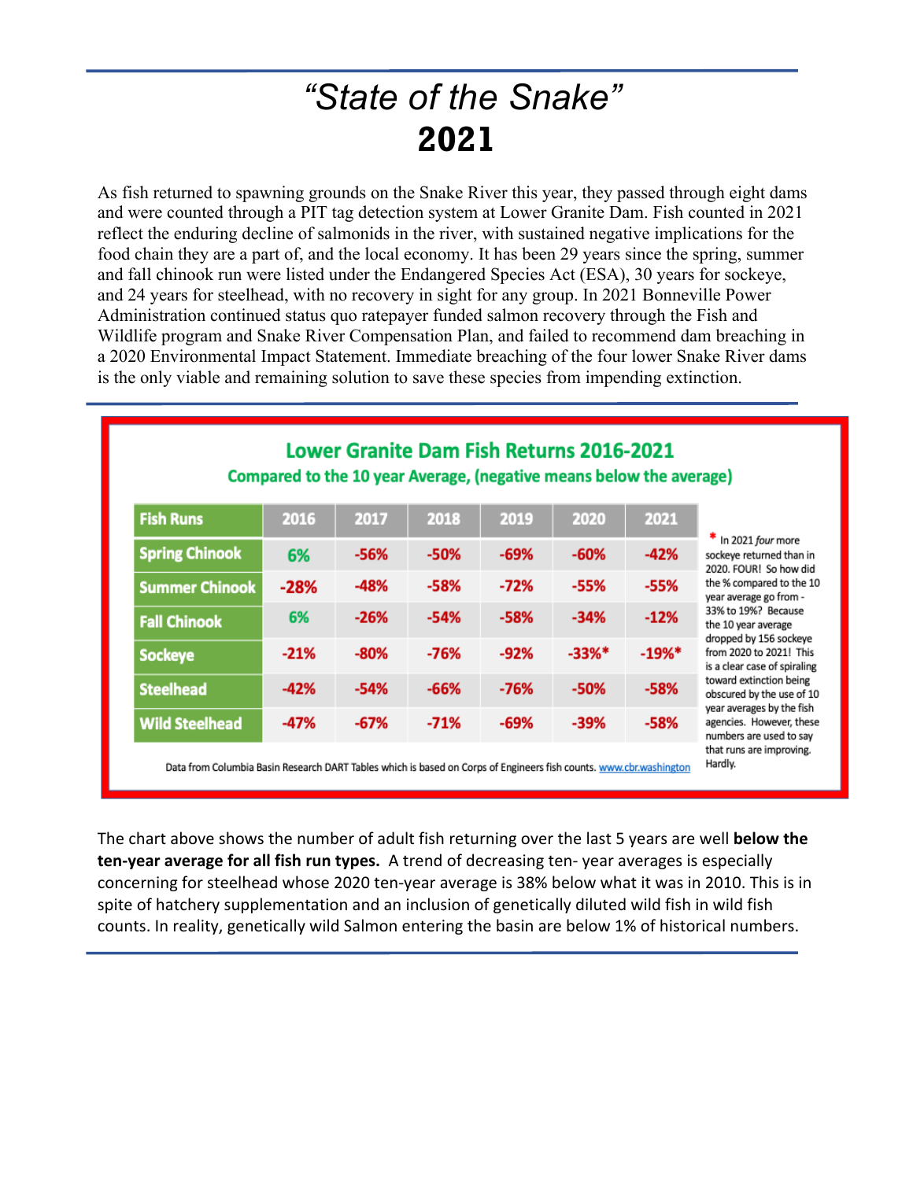# *"State of the Snake"*
# 2021

As fish returned to spawning grounds on the Snake River this year, they passed through eight dams and were counted through a PIT tag detection system at Lower Granite Dam. Fish counted in 2021 reflect the enduring decline of salmonids in the river, with sustained negative implications for the food chain they are a part of, and the local economy. It has been 29 years since the spring, summer and fall chinook run were listed under the Endangered Species Act (ESA), 30 years for sockeye, and 24 years for steelhead, with no recovery in sight for any group. In 2021 Bonneville Power Administration continued status quo ratepayer funded salmon recovery through the Fish and Wildlife program and Snake River Compensation Plan, and failed to recommend dam breaching in a 2020 Environmental Impact Statement. Immediate breaching of the four lower Snake River dams is the only viable and remaining solution to save these species from impending extinction.

## Lower Granite Dam Fish Returns 2016-2021

**Compared to the 10 year Average, (negative means below the average)**

| Fish Runs | 2016 | 2017 | 2018 | 2019 | 2020 | 2021 |
|---|---|---|---|---|---|---|
| Spring Chinook | 6% | -56% | -50% | -69% | -60% | -42% |
| Summer Chinook | -28% | -48% | -58% | -72% | -55% | -55% |
| Fall Chinook | 6% | -26% | -54% | -58% | -34% | -12% |
| Sockeye | -21% | -80% | -76% | -92% | -33%* | -19%* |
| Steelhead | -42% | -54% | -66% | -76% | -50% | -58% |
| Wild Steelhead | -47% | -67% | -71% | -69% | -39% | -58% |

Data from Columbia Basin Research DART Tables which is based on Corps of Engineers fish counts. www.cbr.washington

\* In 2021 *four* more sockeye returned than in 2020. FOUR! So how did the % compared to the 10 year average go from -33% to 19%? Because the 10 year average dropped by 156 sockeye from 2020 to 2021! This is a clear case of spiraling toward extinction being obscured by the use of 10 year averages by the fish agencies. However, these numbers are used to say that runs are improving. Hardly.

The chart above shows the number of adult fish returning over the last 5 years are well **below the ten-year average for all fish run types.** A trend of decreasing ten- year averages is especially concerning for steelhead whose 2020 ten-year average is 38% below what it was in 2010. This is in spite of hatchery supplementation and an inclusion of genetically diluted wild fish in wild fish counts. In reality, genetically wild Salmon entering the basin are below 1% of historical numbers.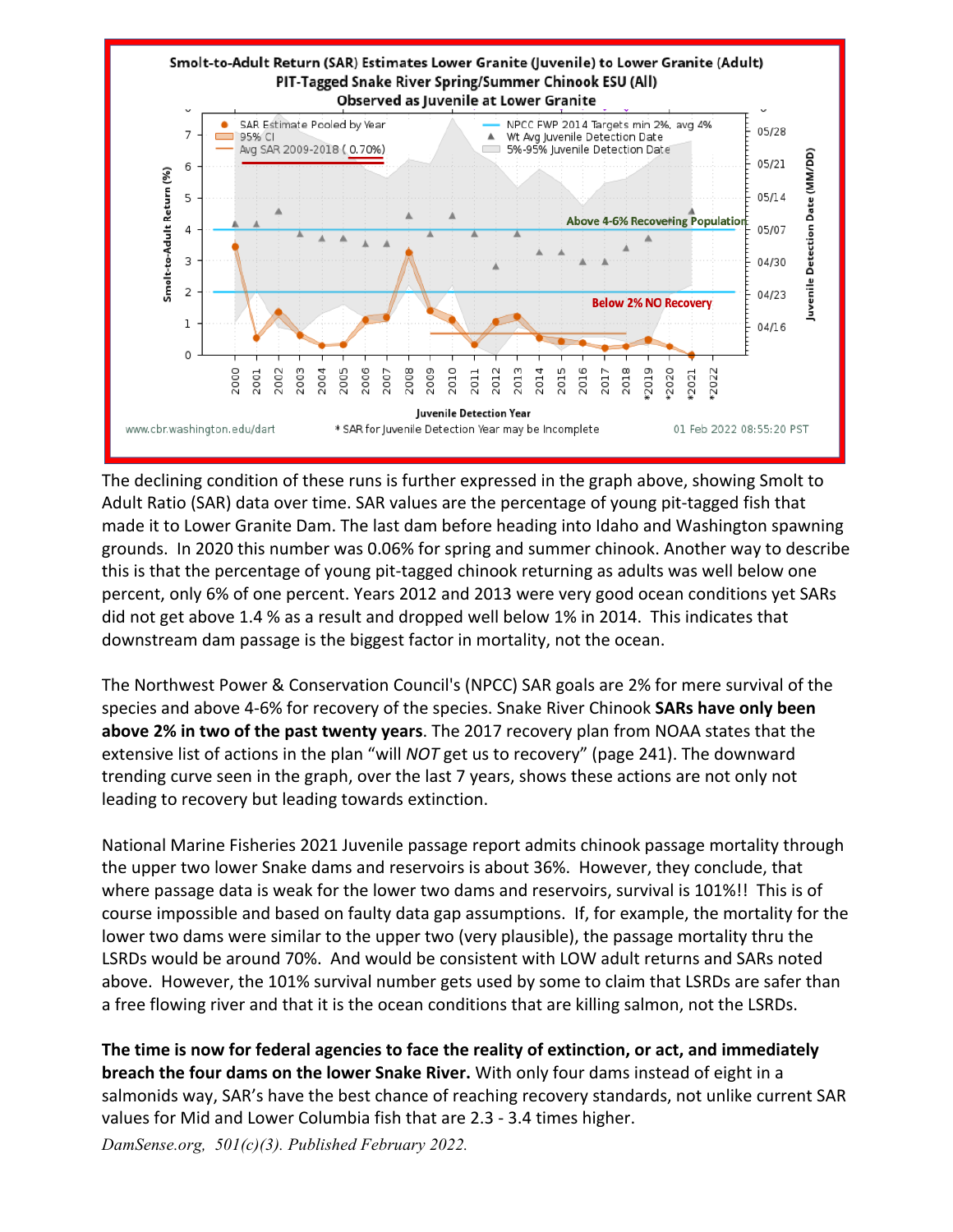Smolt-to-Adult Return (SAR) Estimates Lower Granite (Juvenile) to Lower Granite (Adult)
PIT-Tagged Snake River Spring/Summer Chinook ESU (All)
Observed as Juvenile at Lower Granite

SAR Estimate Pooled by Year
95% CI
Avg SAR 2009-2018 ( 0.70%)
NPCC FWP 2014 Targets min 2%, avg 4%
Wt Avg Juvenile Detection Date
5%-95% Juvenile Detection Date

Above 4-6% Recovering Population
Below 2% NO Recovery

Smolt-to-Adult Return (%)
Juvenile Detection Date (MM/DD)
Juvenile Detection Year

0, 1, 2, 3, 4, 5, 6, 7
04/16, 04/23, 04/30, 05/07, 05/14, 05/21, 05/28
2000, 2001, 2002, 2003, 2004, 2005, 2006, 2007, 2008, 2009, 2010, 2011, 2012, 2013, 2014, 2015, 2016, 2017, 2018, *2019, *2020, *2021, *2022

www.cbr.washington.edu/dart
* SAR for Juvenile Detection Year may be Incomplete
01 Feb 2022 08:55:20 PST

The declining condition of these runs is further expressed in the graph above, showing Smolt to Adult Ratio (SAR) data over time. SAR values are the percentage of young pit-tagged fish that made it to Lower Granite Dam. The last dam before heading into Idaho and Washington spawning grounds. In 2020 this number was 0.06% for spring and summer chinook. Another way to describe this is that the percentage of young pit-tagged chinook returning as adults was well below one percent, only 6% of one percent. Years 2012 and 2013 were very good ocean conditions yet SARs did not get above 1.4 % as a result and dropped well below 1% in 2014. This indicates that downstream dam passage is the biggest factor in mortality, not the ocean.

The Northwest Power & Conservation Council's (NPCC) SAR goals are 2% for mere survival of the species and above 4-6% for recovery of the species. Snake River Chinook **SARs have only been above 2% in two of the past twenty years**. The 2017 recovery plan from NOAA states that the extensive list of actions in the plan "will *NOT* get us to recovery" (page 241). The downward trending curve seen in the graph, over the last 7 years, shows these actions are not only not leading to recovery but leading towards extinction.

National Marine Fisheries 2021 Juvenile passage report admits chinook passage mortality through the upper two lower Snake dams and reservoirs is about 36%. However, they conclude, that where passage data is weak for the lower two dams and reservoirs, survival is 101%!! This is of course impossible and based on faulty data gap assumptions. If, for example, the mortality for the lower two dams were similar to the upper two (very plausible), the passage mortality thru the LSRDs would be around 70%. And would be consistent with LOW adult returns and SARs noted above. However, the 101% survival number gets used by some to claim that LSRDs are safer than a free flowing river and that it is the ocean conditions that are killing salmon, not the LSRDs.

**The time is now for federal agencies to face the reality of extinction, or act, and immediately breach the four dams on the lower Snake River.** With only four dams instead of eight in a salmonids way, SAR's have the best chance of reaching recovery standards, not unlike current SAR values for Mid and Lower Columbia fish that are 2.3 - 3.4 times higher.

*DamSense.org, 501(c)(3). Published February 2022.*